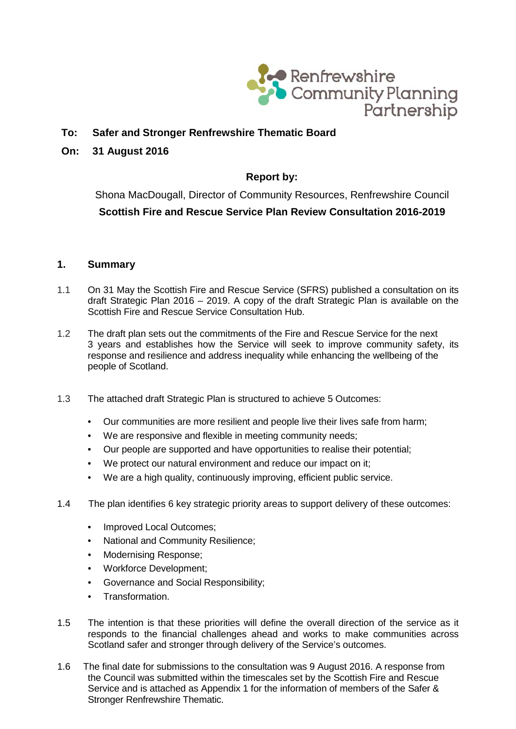Renfrewshire Community Planning Partnership

**To: Safer and Stronger Renfrewshire Thematic Board**

**On: 31 August 2016**

**Report by:**

Shona MacDougall, Director of Community Resources, Renfrewshire Council

**Scottish Fire and Rescue Service Plan Review Consultation 2016-2019**

## 1. Summary

1.1 On 31 May the Scottish Fire and Rescue Service (SFRS) published a consultation on its draft Strategic Plan 2016 – 2019. A copy of the draft Strategic Plan is available on the Scottish Fire and Rescue Service Consultation Hub.

1.2 The draft plan sets out the commitments of the Fire and Rescue Service for the next 3 years and establishes how the Service will seek to improve community safety, its response and resilience and address inequality while enhancing the wellbeing of the people of Scotland.

1.3 The attached draft Strategic Plan is structured to achieve 5 Outcomes:

- Our communities are more resilient and people live their lives safe from harm;
- We are responsive and flexible in meeting community needs;
- Our people are supported and have opportunities to realise their potential;
- We protect our natural environment and reduce our impact on it;
- We are a high quality, continuously improving, efficient public service.

1.4 The plan identifies 6 key strategic priority areas to support delivery of these outcomes:

- Improved Local Outcomes;
- National and Community Resilience;
- Modernising Response;
- Workforce Development;
- Governance and Social Responsibility;
- Transformation.

1.5 The intention is that these priorities will define the overall direction of the service as it responds to the financial challenges ahead and works to make communities across Scotland safer and stronger through delivery of the Service's outcomes.

1.6 The final date for submissions to the consultation was 9 August 2016. A response from the Council was submitted within the timescales set by the Scottish Fire and Rescue Service and is attached as Appendix 1 for the information of members of the Safer & Stronger Renfrewshire Thematic.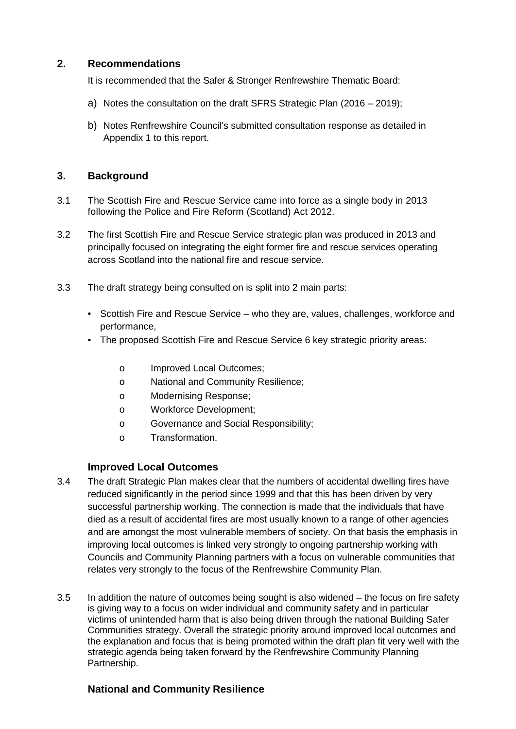## 2. Recommendations

It is recommended that the Safer & Stronger Renfrewshire Thematic Board:

a) Notes the consultation on the draft SFRS Strategic Plan (2016 – 2019);

b) Notes Renfrewshire Council's submitted consultation response as detailed in Appendix 1 to this report.

## 3. Background

3.1 The Scottish Fire and Rescue Service came into force as a single body in 2013 following the Police and Fire Reform (Scotland) Act 2012.

3.2 The first Scottish Fire and Rescue Service strategic plan was produced in 2013 and principally focused on integrating the eight former fire and rescue services operating across Scotland into the national fire and rescue service.

3.3 The draft strategy being consulted on is split into 2 main parts:

- Scottish Fire and Rescue Service – who they are, values, challenges, workforce and performance,
- The proposed Scottish Fire and Rescue Service 6 key strategic priority areas:
  - Improved Local Outcomes;
  - National and Community Resilience;
  - Modernising Response;
  - Workforce Development;
  - Governance and Social Responsibility;
  - Transformation.

### Improved Local Outcomes

3.4 The draft Strategic Plan makes clear that the numbers of accidental dwelling fires have reduced significantly in the period since 1999 and that this has been driven by very successful partnership working. The connection is made that the individuals that have died as a result of accidental fires are most usually known to a range of other agencies and are amongst the most vulnerable members of society. On that basis the emphasis in improving local outcomes is linked very strongly to ongoing partnership working with Councils and Community Planning partners with a focus on vulnerable communities that relates very strongly to the focus of the Renfrewshire Community Plan.

3.5 In addition the nature of outcomes being sought is also widened – the focus on fire safety is giving way to a focus on wider individual and community safety and in particular victims of unintended harm that is also being driven through the national Building Safer Communities strategy. Overall the strategic priority around improved local outcomes and the explanation and focus that is being promoted within the draft plan fit very well with the strategic agenda being taken forward by the Renfrewshire Community Planning Partnership.

### National and Community Resilience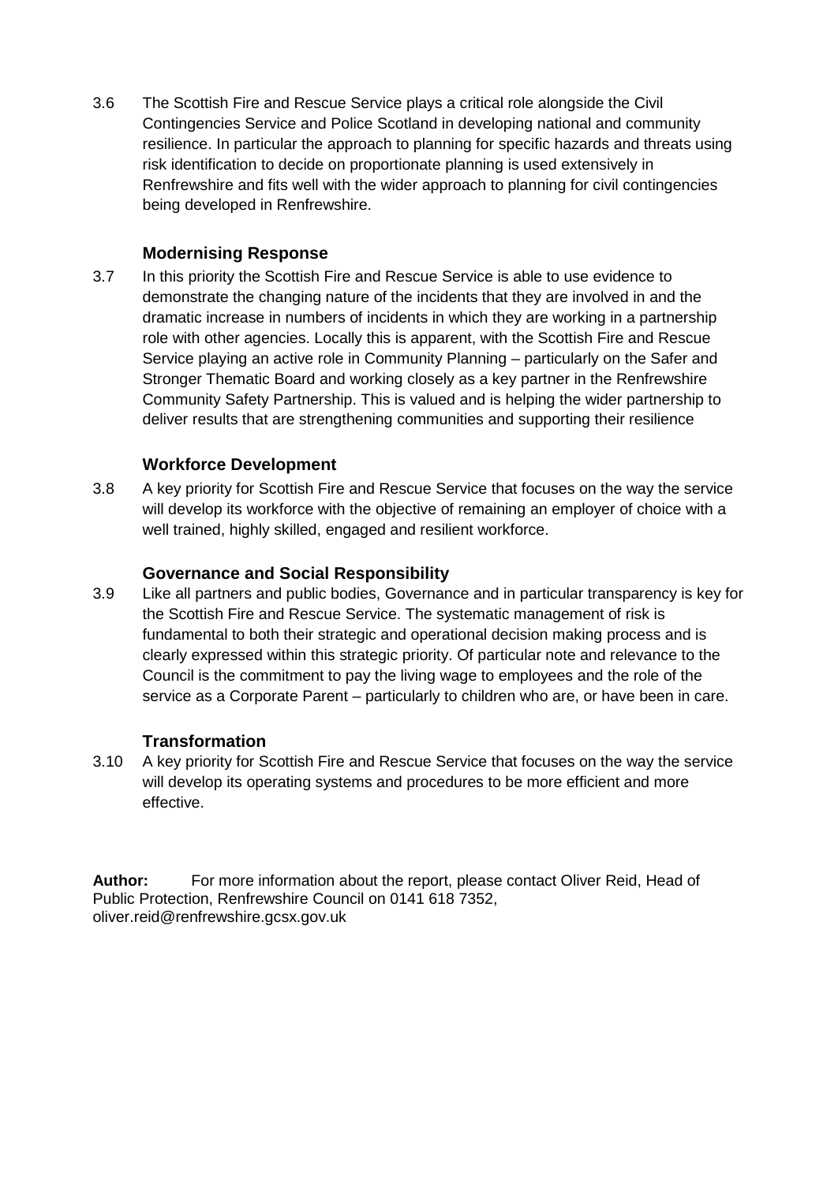3.6 The Scottish Fire and Rescue Service plays a critical role alongside the Civil Contingencies Service and Police Scotland in developing national and community resilience. In particular the approach to planning for specific hazards and threats using risk identification to decide on proportionate planning is used extensively in Renfrewshire and fits well with the wider approach to planning for civil contingencies being developed in Renfrewshire.

### Modernising Response

3.7 In this priority the Scottish Fire and Rescue Service is able to use evidence to demonstrate the changing nature of the incidents that they are involved in and the dramatic increase in numbers of incidents in which they are working in a partnership role with other agencies. Locally this is apparent, with the Scottish Fire and Rescue Service playing an active role in Community Planning – particularly on the Safer and Stronger Thematic Board and working closely as a key partner in the Renfrewshire Community Safety Partnership. This is valued and is helping the wider partnership to deliver results that are strengthening communities and supporting their resilience

### Workforce Development

3.8 A key priority for Scottish Fire and Rescue Service that focuses on the way the service will develop its workforce with the objective of remaining an employer of choice with a well trained, highly skilled, engaged and resilient workforce.

### Governance and Social Responsibility

3.9 Like all partners and public bodies, Governance and in particular transparency is key for the Scottish Fire and Rescue Service. The systematic management of risk is fundamental to both their strategic and operational decision making process and is clearly expressed within this strategic priority. Of particular note and relevance to the Council is the commitment to pay the living wage to employees and the role of the service as a Corporate Parent – particularly to children who are, or have been in care.

### Transformation

3.10 A key priority for Scottish Fire and Rescue Service that focuses on the way the service will develop its operating systems and procedures to be more efficient and more effective.

**Author:** For more information about the report, please contact Oliver Reid, Head of Public Protection, Renfrewshire Council on 0141 618 7352, oliver.reid@renfrewshire.gcsx.gov.uk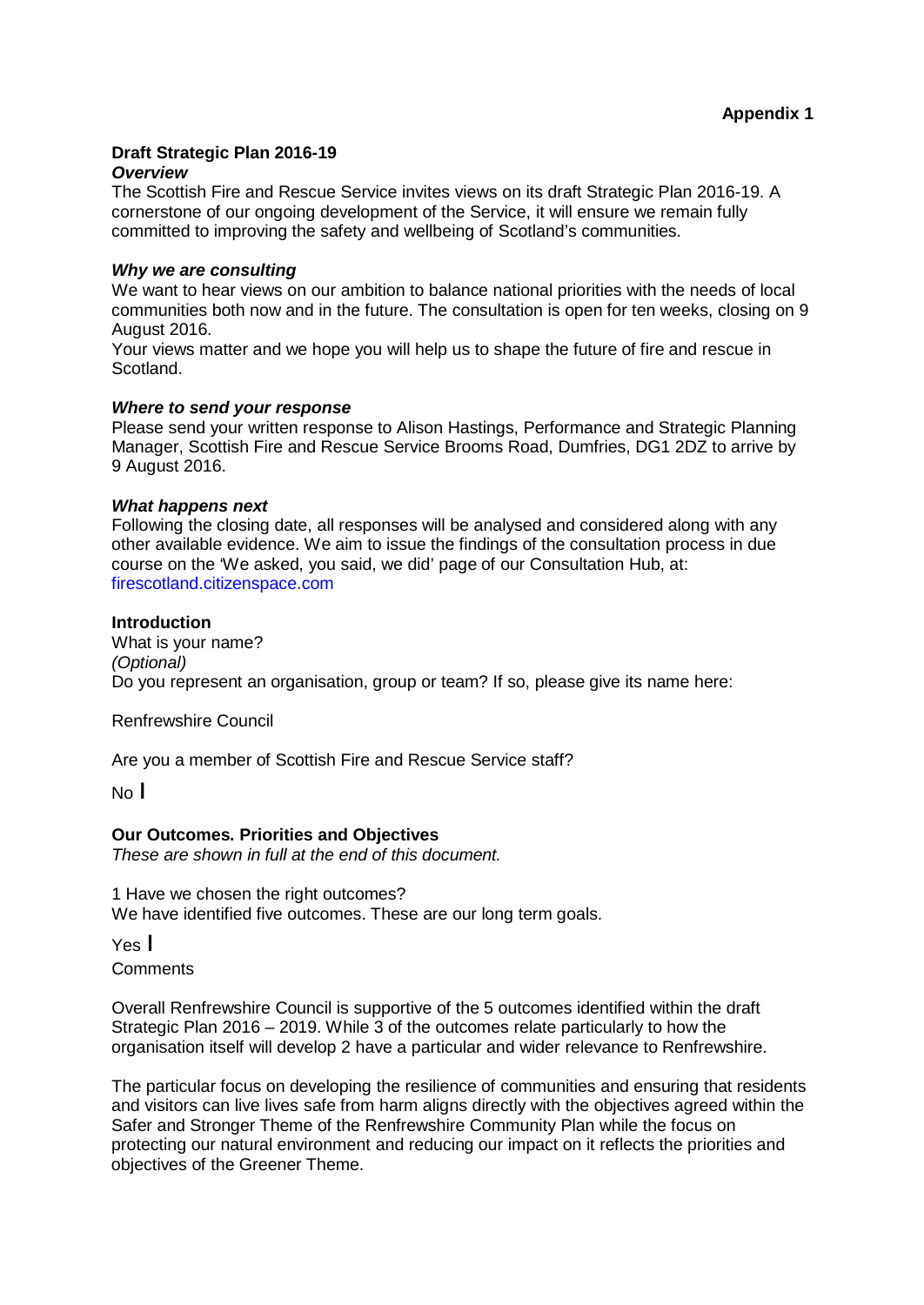**Appendix 1**

**Draft Strategic Plan 2016-19**

***Overview***

The Scottish Fire and Rescue Service invites views on its draft Strategic Plan 2016-19. A cornerstone of our ongoing development of the Service, it will ensure we remain fully committed to improving the safety and wellbeing of Scotland's communities.

***Why we are consulting***

We want to hear views on our ambition to balance national priorities with the needs of local communities both now and in the future. The consultation is open for ten weeks, closing on 9 August 2016.

Your views matter and we hope you will help us to shape the future of fire and rescue in Scotland.

***Where to send your response***

Please send your written response to Alison Hastings, Performance and Strategic Planning Manager, Scottish Fire and Rescue Service Brooms Road, Dumfries, DG1 2DZ to arrive by 9 August 2016.

***What happens next***

Following the closing date, all responses will be analysed and considered along with any other available evidence. We aim to issue the findings of the consultation process in due course on the 'We asked, you said, we did' page of our Consultation Hub, at: firescotland.citizenspace.com

**Introduction**

What is your name?

*(Optional)*

Do you represent an organisation, group or team? If so, please give its name here:

Renfrewshire Council

Are you a member of Scottish Fire and Rescue Service staff?

No I

**Our Outcomes. Priorities and Objectives**

*These are shown in full at the end of this document.*

1 Have we chosen the right outcomes?

We have identified five outcomes. These are our long term goals.

Yes I

Comments

Overall Renfrewshire Council is supportive of the 5 outcomes identified within the draft Strategic Plan 2016 – 2019. While 3 of the outcomes relate particularly to how the organisation itself will develop 2 have a particular and wider relevance to Renfrewshire.

The particular focus on developing the resilience of communities and ensuring that residents and visitors can live lives safe from harm aligns directly with the objectives agreed within the Safer and Stronger Theme of the Renfrewshire Community Plan while the focus on protecting our natural environment and reducing our impact on it reflects the priorities and objectives of the Greener Theme.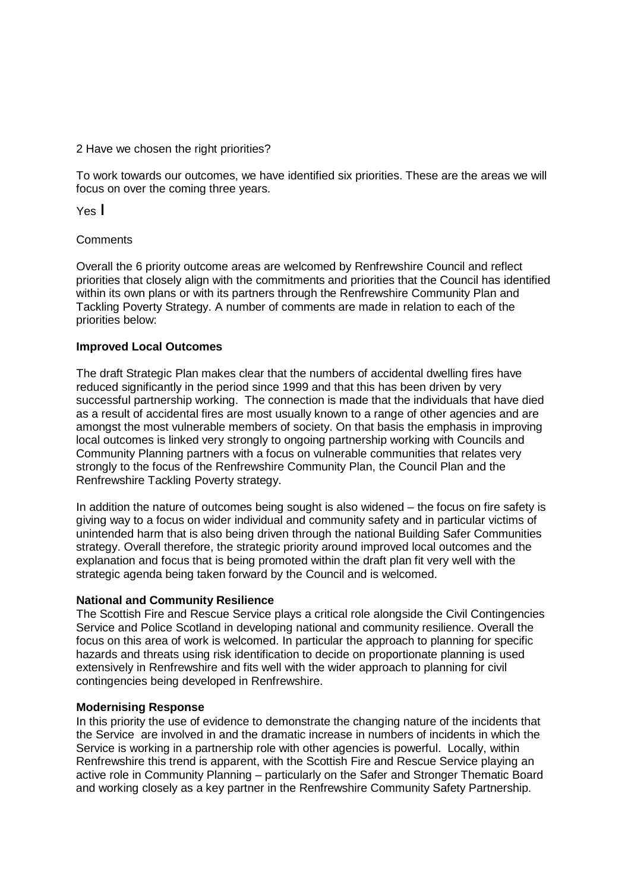2 Have we chosen the right priorities?

To work towards our outcomes, we have identified six priorities. These are the areas we will focus on over the coming three years.

Yes I

Comments

Overall the 6 priority outcome areas are welcomed by Renfrewshire Council and reflect priorities that closely align with the commitments and priorities that the Council has identified within its own plans or with its partners through the Renfrewshire Community Plan and Tackling Poverty Strategy. A number of comments are made in relation to each of the priorities below:

**Improved Local Outcomes**

The draft Strategic Plan makes clear that the numbers of accidental dwelling fires have reduced significantly in the period since 1999 and that this has been driven by very successful partnership working. The connection is made that the individuals that have died as a result of accidental fires are most usually known to a range of other agencies and are amongst the most vulnerable members of society. On that basis the emphasis in improving local outcomes is linked very strongly to ongoing partnership working with Councils and Community Planning partners with a focus on vulnerable communities that relates very strongly to the focus of the Renfrewshire Community Plan, the Council Plan and the Renfrewshire Tackling Poverty strategy.

In addition the nature of outcomes being sought is also widened – the focus on fire safety is giving way to a focus on wider individual and community safety and in particular victims of unintended harm that is also being driven through the national Building Safer Communities strategy. Overall therefore, the strategic priority around improved local outcomes and the explanation and focus that is being promoted within the draft plan fit very well with the strategic agenda being taken forward by the Council and is welcomed.

**National and Community Resilience**

The Scottish Fire and Rescue Service plays a critical role alongside the Civil Contingencies Service and Police Scotland in developing national and community resilience. Overall the focus on this area of work is welcomed. In particular the approach to planning for specific hazards and threats using risk identification to decide on proportionate planning is used extensively in Renfrewshire and fits well with the wider approach to planning for civil contingencies being developed in Renfrewshire.

**Modernising Response**

In this priority the use of evidence to demonstrate the changing nature of the incidents that the Service are involved in and the dramatic increase in numbers of incidents in which the Service is working in a partnership role with other agencies is powerful. Locally, within Renfrewshire this trend is apparent, with the Scottish Fire and Rescue Service playing an active role in Community Planning – particularly on the Safer and Stronger Thematic Board and working closely as a key partner in the Renfrewshire Community Safety Partnership.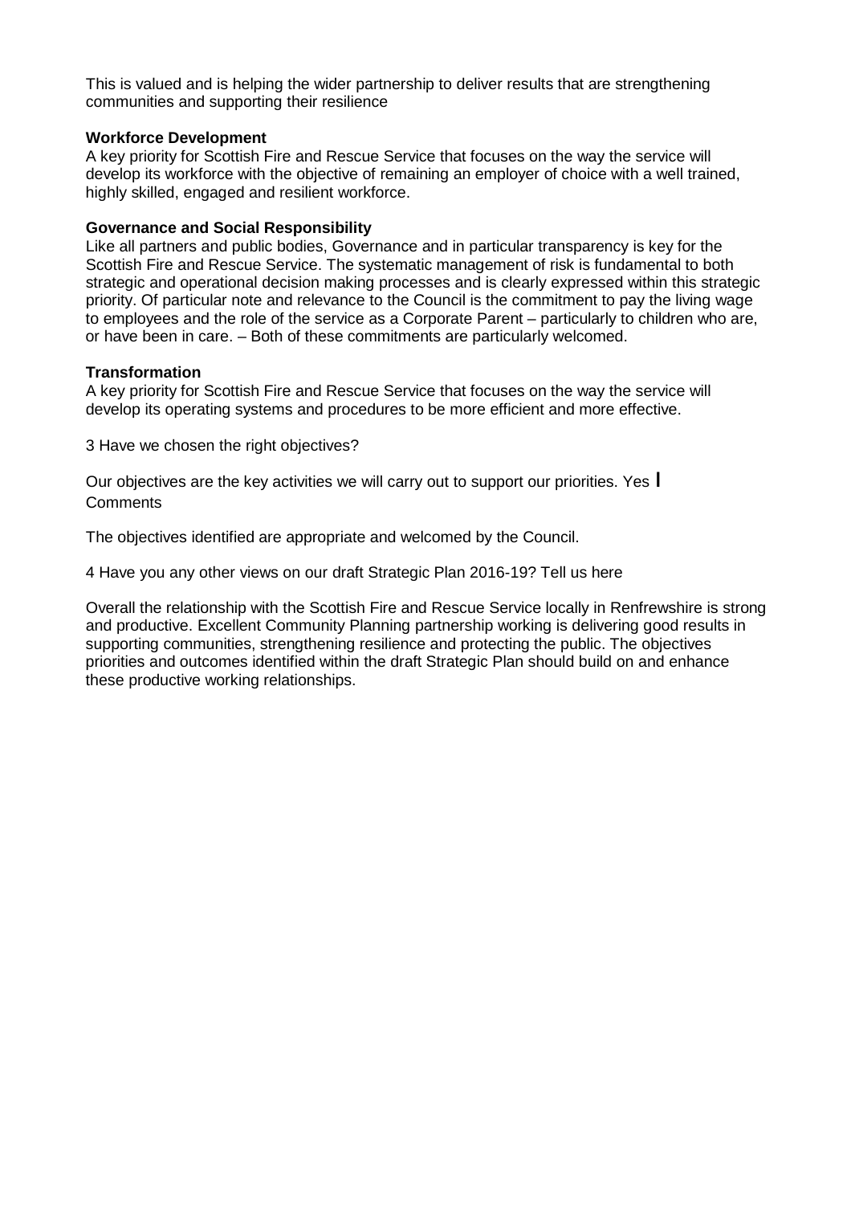This is valued and is helping the wider partnership to deliver results that are strengthening communities and supporting their resilience

**Workforce Development**
A key priority for Scottish Fire and Rescue Service that focuses on the way the service will develop its workforce with the objective of remaining an employer of choice with a well trained, highly skilled, engaged and resilient workforce.

**Governance and Social Responsibility**
Like all partners and public bodies, Governance and in particular transparency is key for the Scottish Fire and Rescue Service. The systematic management of risk is fundamental to both strategic and operational decision making processes and is clearly expressed within this strategic priority. Of particular note and relevance to the Council is the commitment to pay the living wage to employees and the role of the service as a Corporate Parent – particularly to children who are, or have been in care. – Both of these commitments are particularly welcomed.

**Transformation**
A key priority for Scottish Fire and Rescue Service that focuses on the way the service will develop its operating systems and procedures to be more efficient and more effective.

3 Have we chosen the right objectives?

Our objectives are the key activities we will carry out to support our priorities. Yes I
Comments

The objectives identified are appropriate and welcomed by the Council.

4 Have you any other views on our draft Strategic Plan 2016-19? Tell us here

Overall the relationship with the Scottish Fire and Rescue Service locally in Renfrewshire is strong and productive. Excellent Community Planning partnership working is delivering good results in supporting communities, strengthening resilience and protecting the public. The objectives priorities and outcomes identified within the draft Strategic Plan should build on and enhance these productive working relationships.